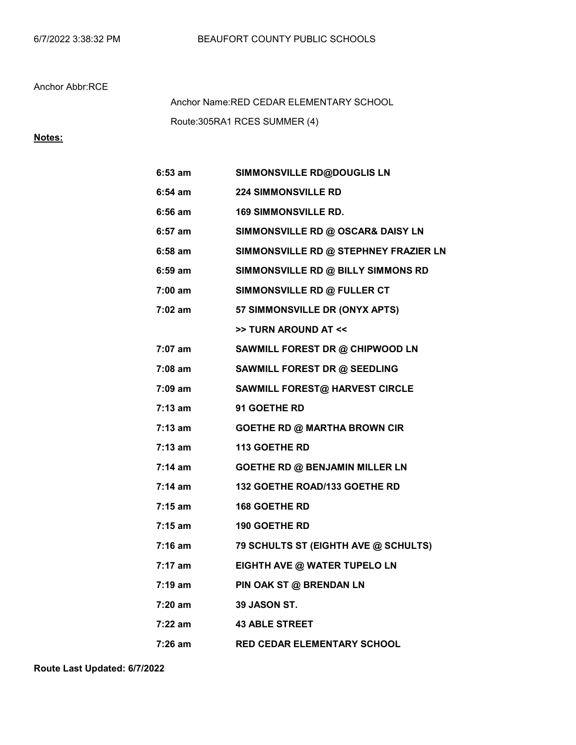6/7/2022 3:38:32 PM BEAUFORT COUNTY PUBLIC SCHOOLS

Anchor Abbr:RCE

Anchor Name:RED CEDAR ELEMENTARY SCHOOL

Route:305RA1 RCES SUMMER (4)

**Notes:**

| | |
|---|---|
| **6:53 am** | **SIMMONSVILLE RD@DOUGLIS LN** |
| **6:54 am** | **224 SIMMONSVILLE RD** |
| **6:56 am** | **169 SIMMONSVILLE RD.** |
| **6:57 am** | **SIMMONSVILLE RD @ OSCAR& DAISY LN** |
| **6:58 am** | **SIMMONSVILLE RD @ STEPHNEY FRAZIER LN** |
| **6:59 am** | **SIMMONSVILLE RD @ BILLY SIMMONS RD** |
| **7:00 am** | **SIMMONSVILLE RD @ FULLER CT** |
| **7:02 am** | **57 SIMMONSVILLE DR (ONYX APTS)** |
| | **>> TURN AROUND AT <<** |
| **7:07 am** | **SAWMILL FOREST DR @ CHIPWOOD LN** |
| **7:08 am** | **SAWMILL FOREST DR @ SEEDLING** |
| **7:09 am** | **SAWMILL FOREST@ HARVEST CIRCLE** |
| **7:13 am** | **91 GOETHE RD** |
| **7:13 am** | **GOETHE RD @ MARTHA BROWN CIR** |
| **7:13 am** | **113 GOETHE RD** |
| **7:14 am** | **GOETHE RD @ BENJAMIN MILLER LN** |
| **7:14 am** | **132 GOETHE ROAD/133 GOETHE RD** |
| **7:15 am** | **168 GOETHE RD** |
| **7:15 am** | **190 GOETHE RD** |
| **7:16 am** | **79 SCHULTS ST (EIGHTH AVE @ SCHULTS)** |
| **7:17 am** | **EIGHTH AVE @ WATER TUPELO LN** |
| **7:19 am** | **PIN OAK ST @ BRENDAN LN** |
| **7:20 am** | **39 JASON ST.** |
| **7:22 am** | **43 ABLE STREET** |
| **7:26 am** | **RED CEDAR ELEMENTARY SCHOOL** |

**Route Last Updated: 6/7/2022**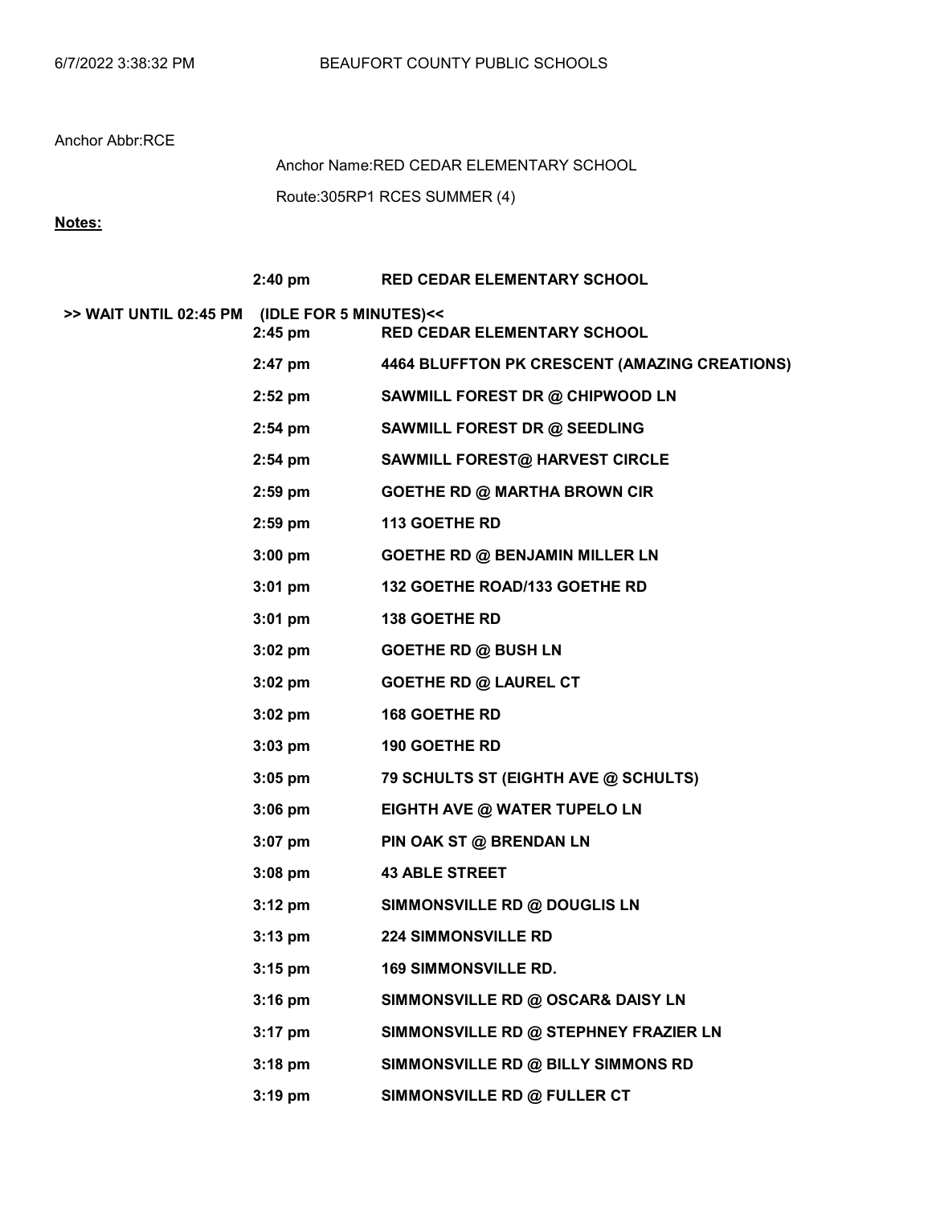6/7/2022 3:38:32 PM BEAUFORT COUNTY PUBLIC SCHOOLS

Anchor Abbr:RCE

Anchor Name:RED CEDAR ELEMENTARY SCHOOL

Route:305RP1 RCES SUMMER (4)

**Notes:**

| | Time | Stop |
|---|---|---|
| | **2:40 pm** | **RED CEDAR ELEMENTARY SCHOOL** |
| **>> WAIT UNTIL 02:45 PM** | **(IDLE FOR 5 MINUTES)<<** | |
| | **2:45 pm** | **RED CEDAR ELEMENTARY SCHOOL** |
| | **2:47 pm** | **4464 BLUFFTON PK CRESCENT (AMAZING CREATIONS)** |
| | **2:52 pm** | **SAWMILL FOREST DR @ CHIPWOOD LN** |
| | **2:54 pm** | **SAWMILL FOREST DR @ SEEDLING** |
| | **2:54 pm** | **SAWMILL FOREST@ HARVEST CIRCLE** |
| | **2:59 pm** | **GOETHE RD @ MARTHA BROWN CIR** |
| | **2:59 pm** | **113 GOETHE RD** |
| | **3:00 pm** | **GOETHE RD @ BENJAMIN MILLER LN** |
| | **3:01 pm** | **132 GOETHE ROAD/133 GOETHE RD** |
| | **3:01 pm** | **138 GOETHE RD** |
| | **3:02 pm** | **GOETHE RD @ BUSH LN** |
| | **3:02 pm** | **GOETHE RD @ LAUREL CT** |
| | **3:02 pm** | **168 GOETHE RD** |
| | **3:03 pm** | **190 GOETHE RD** |
| | **3:05 pm** | **79 SCHULTS ST (EIGHTH AVE @ SCHULTS)** |
| | **3:06 pm** | **EIGHTH AVE @ WATER TUPELO LN** |
| | **3:07 pm** | **PIN OAK ST @ BRENDAN LN** |
| | **3:08 pm** | **43 ABLE STREET** |
| | **3:12 pm** | **SIMMONSVILLE RD @ DOUGLIS LN** |
| | **3:13 pm** | **224 SIMMONSVILLE RD** |
| | **3:15 pm** | **169 SIMMONSVILLE RD.** |
| | **3:16 pm** | **SIMMONSVILLE RD @ OSCAR& DAISY LN** |
| | **3:17 pm** | **SIMMONSVILLE RD @ STEPHNEY FRAZIER LN** |
| | **3:18 pm** | **SIMMONSVILLE RD @ BILLY SIMMONS RD** |
| | **3:19 pm** | **SIMMONSVILLE RD @ FULLER CT** |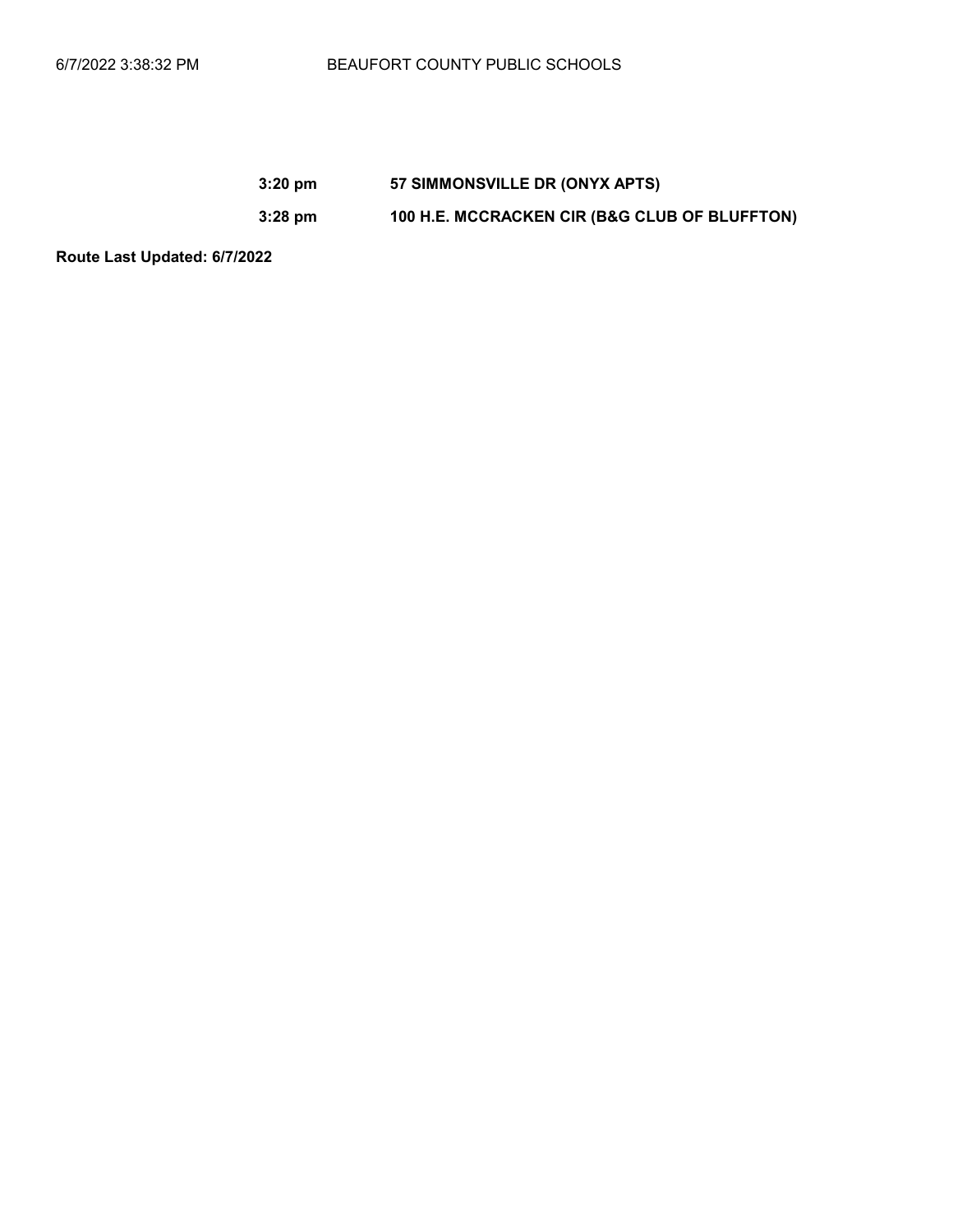| | |
|---|---|
| **3:20 pm** | **57 SIMMONSVILLE DR (ONYX APTS)** |
| **3:28 pm** | **100 H.E. MCCRACKEN CIR (B&G CLUB OF BLUFFTON)** |

**Route Last Updated: 6/7/2022**